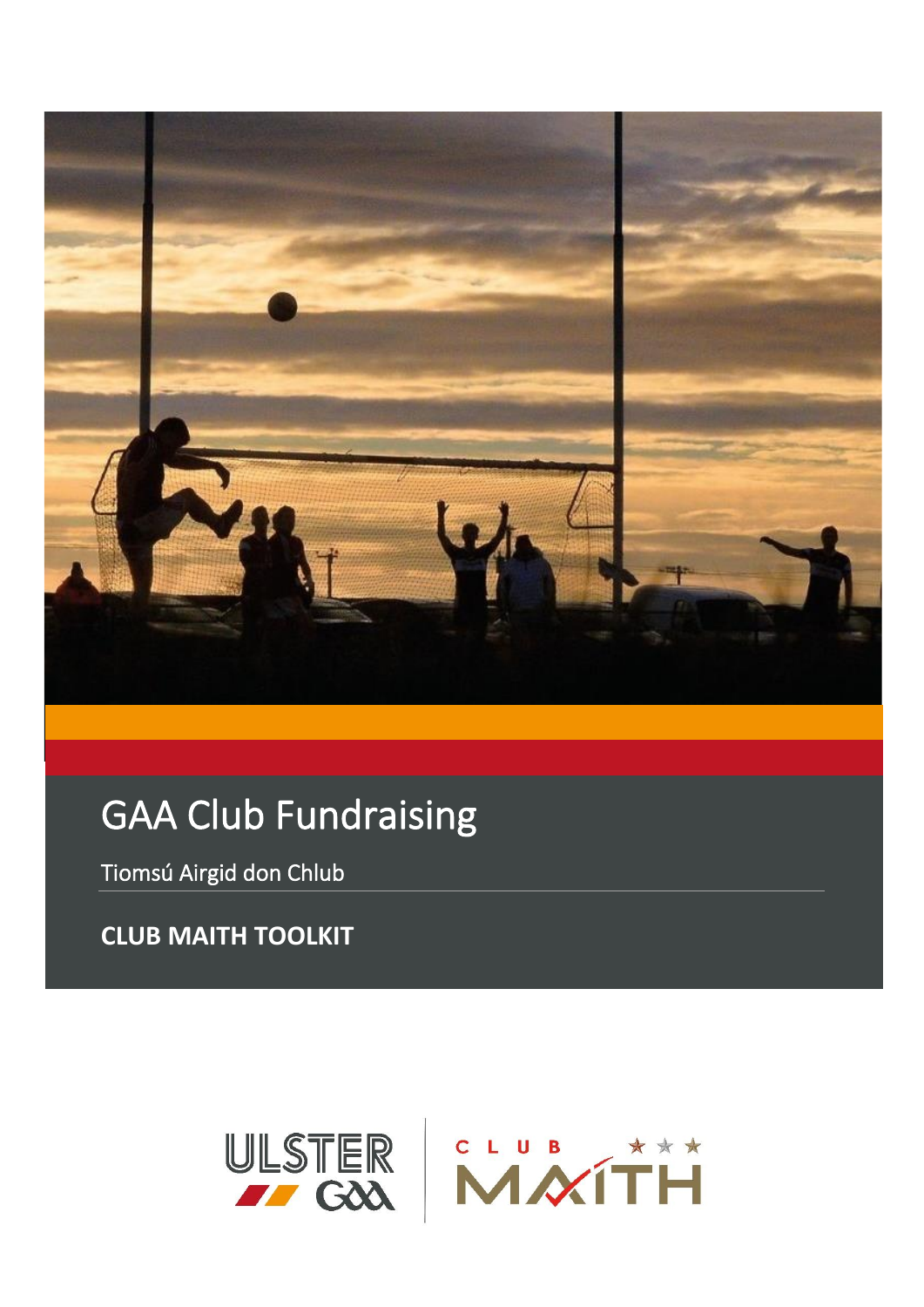# GAA Club Fundraising

Tiomsú Airgid don Chlub

**CLUB MAITH TOOLKIT**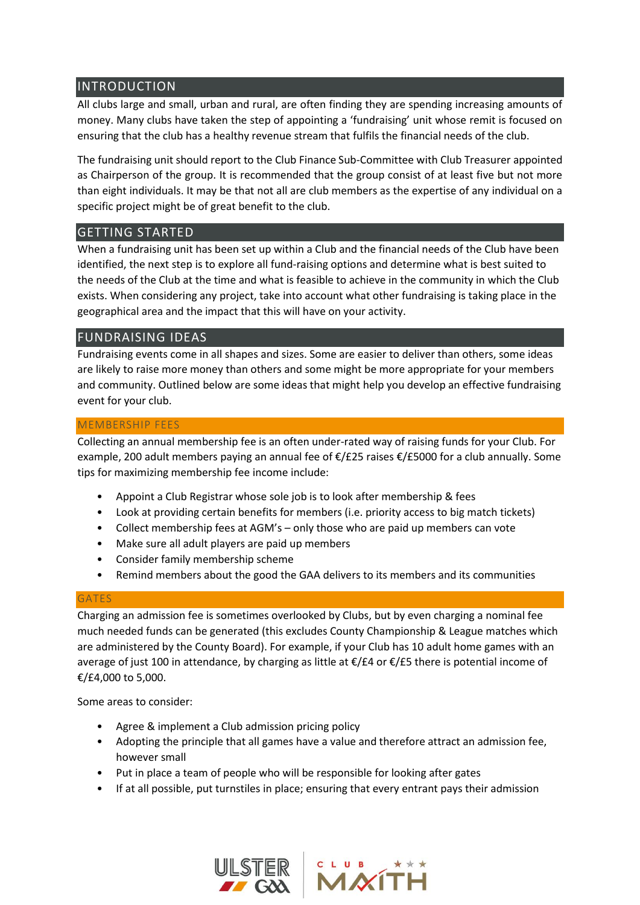## INTRODUCTION

All clubs large and small, urban and rural, are often finding they are spending increasing amounts of money. Many clubs have taken the step of appointing a 'fundraising' unit whose remit is focused on ensuring that the club has a healthy revenue stream that fulfils the financial needs of the club.

The fundraising unit should report to the Club Finance Sub-Committee with Club Treasurer appointed as Chairperson of the group. It is recommended that the group consist of at least five but not more than eight individuals. It may be that not all are club members as the expertise of any individual on a specific project might be of great benefit to the club.

## GETTING STARTED

When a fundraising unit has been set up within a Club and the financial needs of the Club have been identified, the next step is to explore all fund-raising options and determine what is best suited to the needs of the Club at the time and what is feasible to achieve in the community in which the Club exists. When considering any project, take into account what other fundraising is taking place in the geographical area and the impact that this will have on your activity.

## FUNDRAISING IDEAS

Fundraising events come in all shapes and sizes. Some are easier to deliver than others, some ideas are likely to raise more money than others and some might be more appropriate for your members and community. Outlined below are some ideas that might help you develop an effective fundraising event for your club.

### MEMBERSHIP FEES

Collecting an annual membership fee is an often under-rated way of raising funds for your Club. For example, 200 adult members paying an annual fee of €/£25 raises €/£5000 for a club annually. Some tips for maximizing membership fee income include:

- Appoint a Club Registrar whose sole job is to look after membership & fees
- Look at providing certain benefits for members (i.e. priority access to big match tickets)
- Collect membership fees at AGM's – only those who are paid up members can vote
- Make sure all adult players are paid up members
- Consider family membership scheme
- Remind members about the good the GAA delivers to its members and its communities

### GATES

Charging an admission fee is sometimes overlooked by Clubs, but by even charging a nominal fee much needed funds can be generated (this excludes County Championship & League matches which are administered by the County Board). For example, if your Club has 10 adult home games with an average of just 100 in attendance, by charging as little at €/£4 or €/£5 there is potential income of €/£4,000 to 5,000.

Some areas to consider:

- Agree & implement a Club admission pricing policy
- Adopting the principle that all games have a value and therefore attract an admission fee, however small
- Put in place a team of people who will be responsible for looking after gates
- If at all possible, put turnstiles in place; ensuring that every entrant pays their admission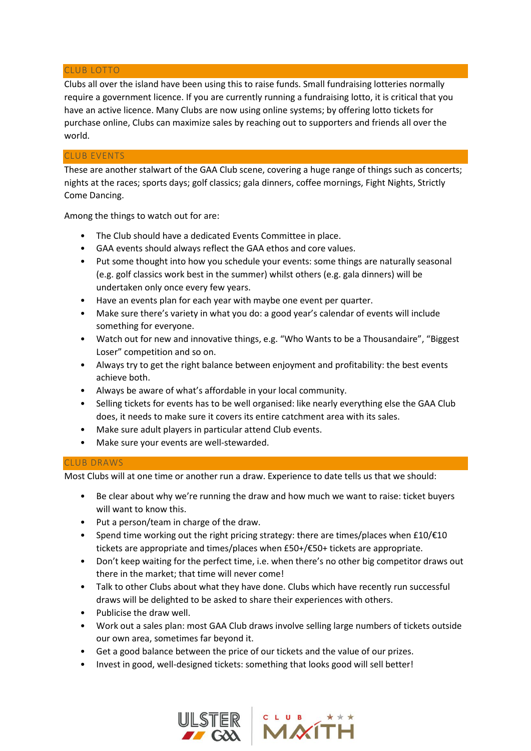## CLUB LOTTO

Clubs all over the island have been using this to raise funds. Small fundraising lotteries normally require a government licence. If you are currently running a fundraising lotto, it is critical that you have an active licence. Many Clubs are now using online systems; by offering lotto tickets for purchase online, Clubs can maximize sales by reaching out to supporters and friends all over the world.

## CLUB EVENTS

These are another stalwart of the GAA Club scene, covering a huge range of things such as concerts; nights at the races; sports days; golf classics; gala dinners, coffee mornings, Fight Nights, Strictly Come Dancing.

Among the things to watch out for are:

- The Club should have a dedicated Events Committee in place.
- GAA events should always reflect the GAA ethos and core values.
- Put some thought into how you schedule your events: some things are naturally seasonal (e.g. golf classics work best in the summer) whilst others (e.g. gala dinners) will be undertaken only once every few years.
- Have an events plan for each year with maybe one event per quarter.
- Make sure there's variety in what you do: a good year's calendar of events will include something for everyone.
- Watch out for new and innovative things, e.g. "Who Wants to be a Thousandaire", "Biggest Loser" competition and so on.
- Always try to get the right balance between enjoyment and profitability: the best events achieve both.
- Always be aware of what's affordable in your local community.
- Selling tickets for events has to be well organised: like nearly everything else the GAA Club does, it needs to make sure it covers its entire catchment area with its sales.
- Make sure adult players in particular attend Club events.
- Make sure your events are well-stewarded.

## CLUB DRAWS

Most Clubs will at one time or another run a draw. Experience to date tells us that we should:

- Be clear about why we're running the draw and how much we want to raise: ticket buyers will want to know this.
- Put a person/team in charge of the draw.
- Spend time working out the right pricing strategy: there are times/places when £10/€10 tickets are appropriate and times/places when £50+/€50+ tickets are appropriate.
- Don't keep waiting for the perfect time, i.e. when there's no other big competitor draws out there in the market; that time will never come!
- Talk to other Clubs about what they have done. Clubs which have recently run successful draws will be delighted to be asked to share their experiences with others.
- Publicise the draw well.
- Work out a sales plan: most GAA Club draws involve selling large numbers of tickets outside our own area, sometimes far beyond it.
- Get a good balance between the price of our tickets and the value of our prizes.
- Invest in good, well-designed tickets: something that looks good will sell better!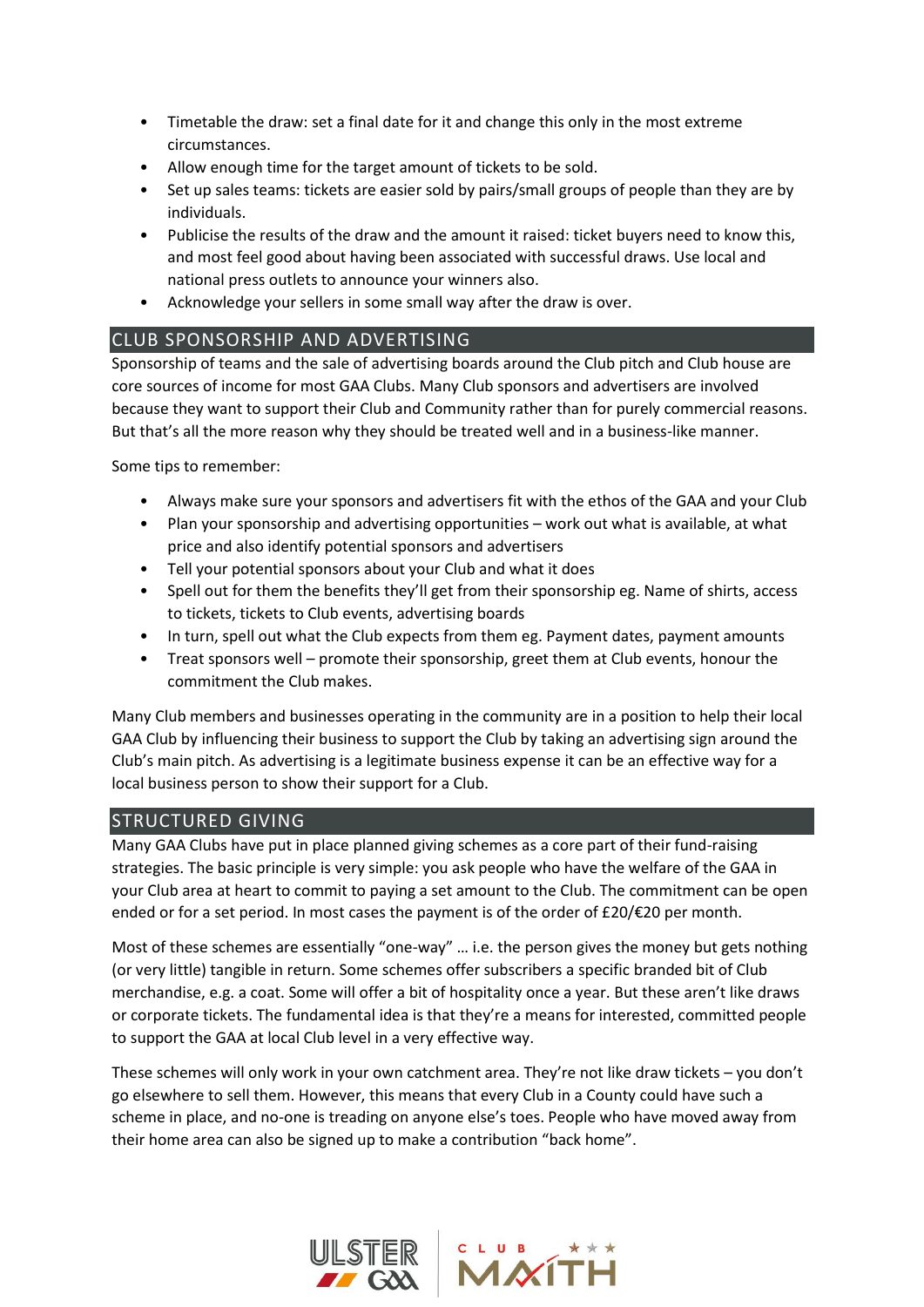- Timetable the draw: set a final date for it and change this only in the most extreme circumstances.
- Allow enough time for the target amount of tickets to be sold.
- Set up sales teams: tickets are easier sold by pairs/small groups of people than they are by individuals.
- Publicise the results of the draw and the amount it raised: ticket buyers need to know this, and most feel good about having been associated with successful draws. Use local and national press outlets to announce your winners also.
- Acknowledge your sellers in some small way after the draw is over.

## CLUB SPONSORSHIP AND ADVERTISING

Sponsorship of teams and the sale of advertising boards around the Club pitch and Club house are core sources of income for most GAA Clubs. Many Club sponsors and advertisers are involved because they want to support their Club and Community rather than for purely commercial reasons. But that's all the more reason why they should be treated well and in a business-like manner.

Some tips to remember:

- Always make sure your sponsors and advertisers fit with the ethos of the GAA and your Club
- Plan your sponsorship and advertising opportunities – work out what is available, at what price and also identify potential sponsors and advertisers
- Tell your potential sponsors about your Club and what it does
- Spell out for them the benefits they'll get from their sponsorship eg. Name of shirts, access to tickets, tickets to Club events, advertising boards
- In turn, spell out what the Club expects from them eg. Payment dates, payment amounts
- Treat sponsors well – promote their sponsorship, greet them at Club events, honour the commitment the Club makes.

Many Club members and businesses operating in the community are in a position to help their local GAA Club by influencing their business to support the Club by taking an advertising sign around the Club's main pitch. As advertising is a legitimate business expense it can be an effective way for a local business person to show their support for a Club.

## STRUCTURED GIVING

Many GAA Clubs have put in place planned giving schemes as a core part of their fund-raising strategies. The basic principle is very simple: you ask people who have the welfare of the GAA in your Club area at heart to commit to paying a set amount to the Club. The commitment can be open ended or for a set period. In most cases the payment is of the order of £20/€20 per month.

Most of these schemes are essentially "one-way" … i.e. the person gives the money but gets nothing (or very little) tangible in return. Some schemes offer subscribers a specific branded bit of Club merchandise, e.g. a coat. Some will offer a bit of hospitality once a year. But these aren't like draws or corporate tickets. The fundamental idea is that they're a means for interested, committed people to support the GAA at local Club level in a very effective way.

These schemes will only work in your own catchment area. They're not like draw tickets – you don't go elsewhere to sell them. However, this means that every Club in a County could have such a scheme in place, and no-one is treading on anyone else's toes. People who have moved away from their home area can also be signed up to make a contribution "back home".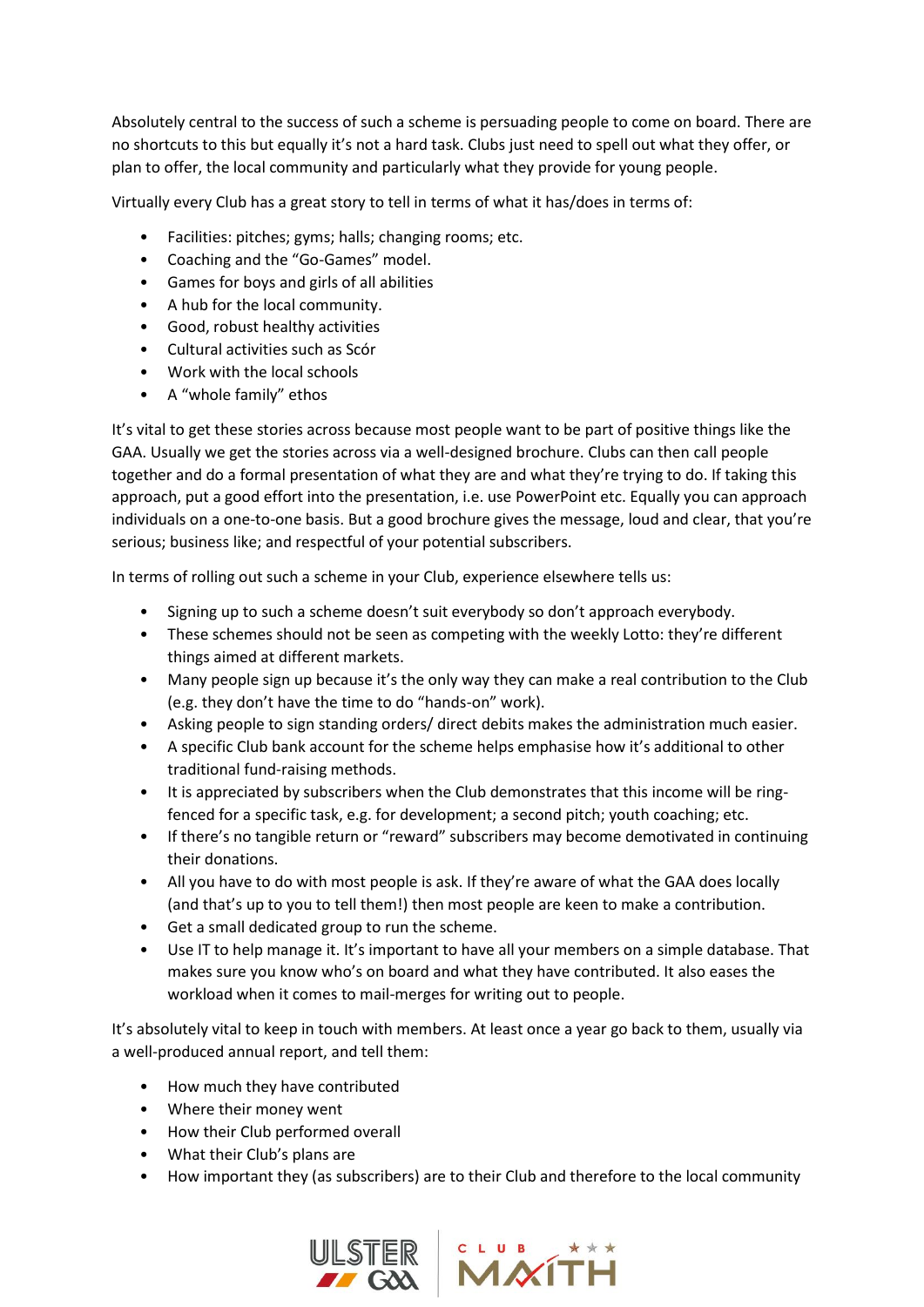Absolutely central to the success of such a scheme is persuading people to come on board. There are no shortcuts to this but equally it's not a hard task. Clubs just need to spell out what they offer, or plan to offer, the local community and particularly what they provide for young people.

Virtually every Club has a great story to tell in terms of what it has/does in terms of:

- Facilities: pitches; gyms; halls; changing rooms; etc.
- Coaching and the "Go-Games" model.
- Games for boys and girls of all abilities
- A hub for the local community.
- Good, robust healthy activities
- Cultural activities such as Scór
- Work with the local schools
- A "whole family" ethos

It's vital to get these stories across because most people want to be part of positive things like the GAA. Usually we get the stories across via a well-designed brochure. Clubs can then call people together and do a formal presentation of what they are and what they're trying to do. If taking this approach, put a good effort into the presentation, i.e. use PowerPoint etc. Equally you can approach individuals on a one-to-one basis. But a good brochure gives the message, loud and clear, that you're serious; business like; and respectful of your potential subscribers.

In terms of rolling out such a scheme in your Club, experience elsewhere tells us:

- Signing up to such a scheme doesn't suit everybody so don't approach everybody.
- These schemes should not be seen as competing with the weekly Lotto: they're different things aimed at different markets.
- Many people sign up because it's the only way they can make a real contribution to the Club (e.g. they don't have the time to do "hands-on" work).
- Asking people to sign standing orders/ direct debits makes the administration much easier.
- A specific Club bank account for the scheme helps emphasise how it's additional to other traditional fund-raising methods.
- It is appreciated by subscribers when the Club demonstrates that this income will be ring-fenced for a specific task, e.g. for development; a second pitch; youth coaching; etc.
- If there's no tangible return or "reward" subscribers may become demotivated in continuing their donations.
- All you have to do with most people is ask. If they're aware of what the GAA does locally (and that's up to you to tell them!) then most people are keen to make a contribution.
- Get a small dedicated group to run the scheme.
- Use IT to help manage it. It's important to have all your members on a simple database. That makes sure you know who's on board and what they have contributed. It also eases the workload when it comes to mail-merges for writing out to people.

It's absolutely vital to keep in touch with members. At least once a year go back to them, usually via a well-produced annual report, and tell them:

- How much they have contributed
- Where their money went
- How their Club performed overall
- What their Club's plans are
- How important they (as subscribers) are to their Club and therefore to the local community